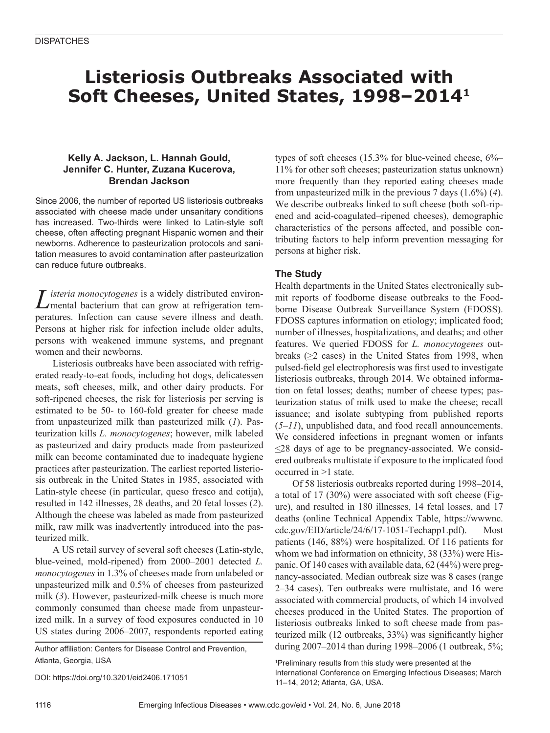DISPATCHES

# Listeriosis Outbreaks Associated with Soft Cheeses, United States, 1998–2014[1]

**Kelly A. Jackson, L. Hannah Gould, Jennifer C. Hunter, Zuzana Kucerova, Brendan Jackson**

Since 2006, the number of reported US listeriosis outbreaks associated with cheese made under unsanitary conditions has increased. Two-thirds were linked to Latin-style soft cheese, often affecting pregnant Hispanic women and their newborns. Adherence to pasteurization protocols and sanitation measures to avoid contamination after pasteurization can reduce future outbreaks.

*Listeria monocytogenes* is a widely distributed environmental bacterium that can grow at refrigeration temperatures. Infection can cause severe illness and death. Persons at higher risk for infection include older adults, persons with weakened immune systems, and pregnant women and their newborns.

Listeriosis outbreaks have been associated with refrigerated ready-to-eat foods, including hot dogs, delicatessen meats, soft cheeses, milk, and other dairy products. For soft-ripened cheeses, the risk for listeriosis per serving is estimated to be 50- to 160-fold greater for cheese made from unpasteurized milk than pasteurized milk (*1*). Pasteurization kills *L. monocytogenes*; however, milk labeled as pasteurized and dairy products made from pasteurized milk can become contaminated due to inadequate hygiene practices after pasteurization. The earliest reported listeriosis outbreak in the United States in 1985, associated with Latin-style cheese (in particular, queso fresco and cotija), resulted in 142 illnesses, 28 deaths, and 20 fetal losses (*2*). Although the cheese was labeled as made from pasteurized milk, raw milk was inadvertently introduced into the pasteurized milk.

A US retail survey of several soft cheeses (Latin-style, blue-veined, mold-ripened) from 2000–2001 detected *L. monocytogenes* in 1.3% of cheeses made from unlabeled or unpasteurized milk and 0.5% of cheeses from pasteurized milk (*3*). However, pasteurized-milk cheese is much more commonly consumed than cheese made from unpasteurized milk. In a survey of food exposures conducted in 10 US states during 2006–2007, respondents reported eating types of soft cheeses (15.3% for blue-veined cheese, 6%–11% for other soft cheeses; pasteurization status unknown) more frequently than they reported eating cheeses made from unpasteurized milk in the previous 7 days (1.6%) (*4*). We describe outbreaks linked to soft cheese (both soft-ripened and acid-coagulated–ripened cheeses), demographic characteristics of the persons affected, and possible contributing factors to help inform prevention messaging for persons at higher risk.

Author affiliation: Centers for Disease Control and Prevention, Atlanta, Georgia, USA

DOI: https://doi.org/10.3201/eid2406.171051

## The Study

Health departments in the United States electronically submit reports of foodborne disease outbreaks to the Foodborne Disease Outbreak Surveillance System (FDOSS). FDOSS captures information on etiology; implicated food; number of illnesses, hospitalizations, and deaths; and other features. We queried FDOSS for *L. monocytogenes* outbreaks (≥2 cases) in the United States from 1998, when pulsed-field gel electrophoresis was first used to investigate listeriosis outbreaks, through 2014. We obtained information on fetal losses; deaths; number of cheese types; pasteurization status of milk used to make the cheese; recall issuance; and isolate subtyping from published reports (*5*–*11*), unpublished data, and food recall announcements. We considered infections in pregnant women or infants ≤28 days of age to be pregnancy-associated. We considered outbreaks multistate if exposure to the implicated food occurred in >1 state.

Of 58 listeriosis outbreaks reported during 1998–2014, a total of 17 (30%) were associated with soft cheese (Figure), and resulted in 180 illnesses, 14 fetal losses, and 17 deaths (online Technical Appendix Table, https://wwwnc.cdc.gov/EID/article/24/6/17-1051-Techapp1.pdf). Most patients (146, 88%) were hospitalized. Of 116 patients for whom we had information on ethnicity, 38 (33%) were Hispanic. Of 140 cases with available data, 62 (44%) were pregnancy-associated. Median outbreak size was 8 cases (range 2–34 cases). Ten outbreaks were multistate, and 16 were associated with commercial products, of which 14 involved cheeses produced in the United States. The proportion of listeriosis outbreaks linked to soft cheese made from pasteurized milk (12 outbreaks, 33%) was significantly higher during 2007–2014 than during 1998–2006 (1 outbreak, 5%;

[1]Preliminary results from this study were presented at the International Conference on Emerging Infectious Diseases; March 11–14, 2012; Atlanta, GA, USA.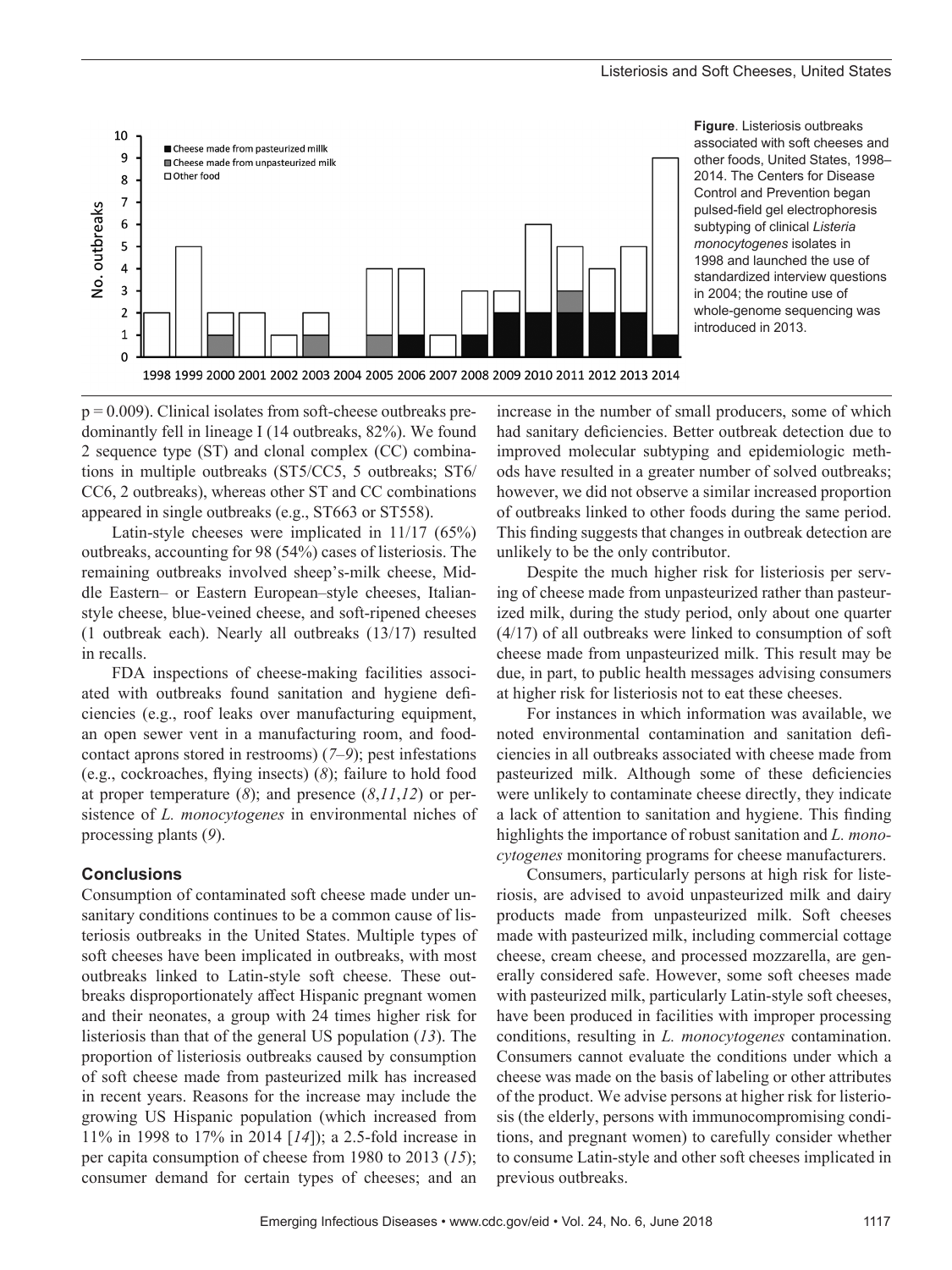10
9
8
7
6
5
4
3
2
1
0

No. outbreaks

■ Cheese made from pasteurized millk
■ Cheese made from unpasteurized milk
□ Other food

1998 1999 2000 2001 2002 2003 2004 2005 2006 2007 2008 2009 2010 2011 2012 2013 2014

**Figure**. Listeriosis outbreaks associated with soft cheeses and other foods, United States, 1998–2014. The Centers for Disease Control and Prevention began pulsed-field gel electrophoresis subtyping of clinical *Listeria monocytogenes* isolates in 1998 and launched the use of standardized interview questions in 2004; the routine use of whole-genome sequencing was introduced in 2013.

$p = 0.009$). Clinical isolates from soft-cheese outbreaks predominantly fell in lineage I (14 outbreaks, 82%). We found 2 sequence type (ST) and clonal complex (CC) combinations in multiple outbreaks (ST5/CC5, 5 outbreaks; ST6/CC6, 2 outbreaks), whereas other ST and CC combinations appeared in single outbreaks (e.g., ST663 or ST558).

Latin-style cheeses were implicated in 11/17 (65%) outbreaks, accounting for 98 (54%) cases of listeriosis. The remaining outbreaks involved sheep's-milk cheese, Middle Eastern– or Eastern European–style cheeses, Italian-style cheese, blue-veined cheese, and soft-ripened cheeses (1 outbreak each). Nearly all outbreaks (13/17) resulted in recalls.

FDA inspections of cheese-making facilities associated with outbreaks found sanitation and hygiene deficiencies (e.g., roof leaks over manufacturing equipment, an open sewer vent in a manufacturing room, and food-contact aprons stored in restrooms) (*7*–*9*); pest infestations (e.g., cockroaches, flying insects) (*8*); failure to hold food at proper temperature (*8*); and presence (*8*,*11*,*12*) or persistence of *L. monocytogenes* in environmental niches of processing plants (*9*).

## Conclusions

Consumption of contaminated soft cheese made under unsanitary conditions continues to be a common cause of listeriosis outbreaks in the United States. Multiple types of soft cheeses have been implicated in outbreaks, with most outbreaks linked to Latin-style soft cheese. These outbreaks disproportionately affect Hispanic pregnant women and their neonates, a group with 24 times higher risk for listeriosis than that of the general US population (*13*). The proportion of listeriosis outbreaks caused by consumption of soft cheese made from pasteurized milk has increased in recent years. Reasons for the increase may include the growing US Hispanic population (which increased from 11% in 1998 to 17% in 2014 [*14*]); a 2.5-fold increase in per capita consumption of cheese from 1980 to 2013 (*15*); consumer demand for certain types of cheeses; and an increase in the number of small producers, some of which had sanitary deficiencies. Better outbreak detection due to improved molecular subtyping and epidemiologic methods have resulted in a greater number of solved outbreaks; however, we did not observe a similar increased proportion of outbreaks linked to other foods during the same period. This finding suggests that changes in outbreak detection are unlikely to be the only contributor.

Despite the much higher risk for listeriosis per serving of cheese made from unpasteurized rather than pasteurized milk, during the study period, only about one quarter (4/17) of all outbreaks were linked to consumption of soft cheese made from unpasteurized milk. This result may be due, in part, to public health messages advising consumers at higher risk for listeriosis not to eat these cheeses.

For instances in which information was available, we noted environmental contamination and sanitation deficiencies in all outbreaks associated with cheese made from pasteurized milk. Although some of these deficiencies were unlikely to contaminate cheese directly, they indicate a lack of attention to sanitation and hygiene. This finding highlights the importance of robust sanitation and *L. monocytogenes* monitoring programs for cheese manufacturers.

Consumers, particularly persons at high risk for listeriosis, are advised to avoid unpasteurized milk and dairy products made from unpasteurized milk. Soft cheeses made with pasteurized milk, including commercial cottage cheese, cream cheese, and processed mozzarella, are generally considered safe. However, some soft cheeses made with pasteurized milk, particularly Latin-style soft cheeses, have been produced in facilities with improper processing conditions, resulting in *L. monocytogenes* contamination. Consumers cannot evaluate the conditions under which a cheese was made on the basis of labeling or other attributes of the product. We advise persons at higher risk for listeriosis (the elderly, persons with immunocompromising conditions, and pregnant women) to carefully consider whether to consume Latin-style and other soft cheeses implicated in previous outbreaks.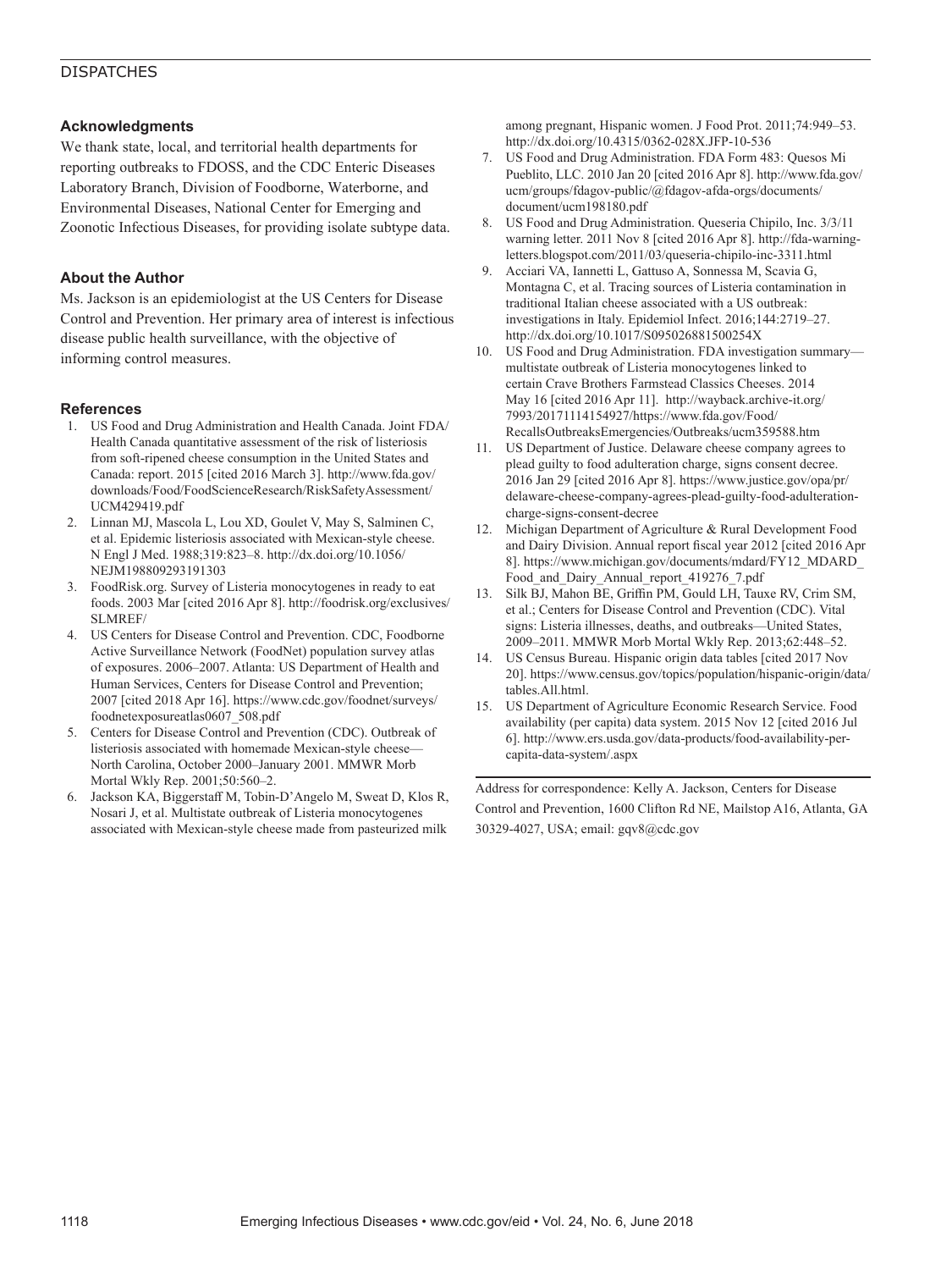## Acknowledgments

We thank state, local, and territorial health departments for reporting outbreaks to FDOSS, and the CDC Enteric Diseases Laboratory Branch, Division of Foodborne, Waterborne, and Environmental Diseases, National Center for Emerging and Zoonotic Infectious Diseases, for providing isolate subtype data.

## About the Author

Ms. Jackson is an epidemiologist at the US Centers for Disease Control and Prevention. Her primary area of interest is infectious disease public health surveillance, with the objective of informing control measures.

## References

1. US Food and Drug Administration and Health Canada. Joint FDA/Health Canada quantitative assessment of the risk of listeriosis from soft-ripened cheese consumption in the United States and Canada: report. 2015 [cited 2016 March 3]. http://www.fda.gov/downloads/Food/FoodScienceResearch/RiskSafetyAssessment/UCM429419.pdf
2. Linnan MJ, Mascola L, Lou XD, Goulet V, May S, Salminen C, et al. Epidemic listeriosis associated with Mexican-style cheese. N Engl J Med. 1988;319:823–8. http://dx.doi.org/10.1056/NEJM198809293191303
3. FoodRisk.org. Survey of Listeria monocytogenes in ready to eat foods. 2003 Mar [cited 2016 Apr 8]. http://foodrisk.org/exclusives/SLMREF/
4. US Centers for Disease Control and Prevention. CDC, Foodborne Active Surveillance Network (FoodNet) population survey atlas of exposures. 2006–2007. Atlanta: US Department of Health and Human Services, Centers for Disease Control and Prevention; 2007 [cited 2018 Apr 16]. https://www.cdc.gov/foodnet/surveys/foodnetexposureatlas0607_508.pdf
5. Centers for Disease Control and Prevention (CDC). Outbreak of listeriosis associated with homemade Mexican-style cheese—North Carolina, October 2000–January 2001. MMWR Morb Mortal Wkly Rep. 2001;50:560–2.
6. Jackson KA, Biggerstaff M, Tobin-D'Angelo M, Sweat D, Klos R, Nosari J, et al. Multistate outbreak of Listeria monocytogenes associated with Mexican-style cheese made from pasteurized milk among pregnant, Hispanic women. J Food Prot. 2011;74:949–53. http://dx.doi.org/10.4315/0362-028X.JFP-10-536
7. US Food and Drug Administration. FDA Form 483: Quesos Mi Pueblito, LLC. 2010 Jan 20 [cited 2016 Apr 8]. http://www.fda.gov/ucm/groups/fdagov-public/@fdagov-afda-orgs/documents/document/ucm198180.pdf
8. US Food and Drug Administration. Queseria Chipilo, Inc. 3/3/11 warning letter. 2011 Nov 8 [cited 2016 Apr 8]. http://fda-warning-letters.blogspot.com/2011/03/queseria-chipilo-inc-3311.html
9. Acciari VA, Iannetti L, Gattuso A, Sonnessa M, Scavia G, Montagna C, et al. Tracing sources of Listeria contamination in traditional Italian cheese associated with a US outbreak: investigations in Italy. Epidemiol Infect. 2016;144:2719–27. http://dx.doi.org/10.1017/S095026881500254X
10. US Food and Drug Administration. FDA investigation summary—multistate outbreak of Listeria monocytogenes linked to certain Crave Brothers Farmstead Classics Cheeses. 2014 May 16 [cited 2016 Apr 11]. http://wayback.archive-it.org/7993/20171114154927/https://www.fda.gov/Food/RecallsOutbreaksEmergencies/Outbreaks/ucm359588.htm
11. US Department of Justice. Delaware cheese company agrees to plead guilty to food adulteration charge, signs consent decree. 2016 Jan 29 [cited 2016 Apr 8]. https://www.justice.gov/opa/pr/delaware-cheese-company-agrees-plead-guilty-food-adulteration-charge-signs-consent-decree
12. Michigan Department of Agriculture & Rural Development Food and Dairy Division. Annual report fiscal year 2012 [cited 2016 Apr 8]. https://www.michigan.gov/documents/mdard/FY12_MDARD_Food_and_Dairy_Annual_report_419276_7.pdf
13. Silk BJ, Mahon BE, Griffin PM, Gould LH, Tauxe RV, Crim SM, et al.; Centers for Disease Control and Prevention (CDC). Vital signs: Listeria illnesses, deaths, and outbreaks—United States, 2009–2011. MMWR Morb Mortal Wkly Rep. 2013;62:448–52.
14. US Census Bureau. Hispanic origin data tables [cited 2017 Nov 20]. https://www.census.gov/topics/population/hispanic-origin/data/tables.All.html.
15. US Department of Agriculture Economic Research Service. Food availability (per capita) data system. 2015 Nov 12 [cited 2016 Jul 6]. http://www.ers.usda.gov/data-products/food-availability-per-capita-data-system/.aspx

Address for correspondence: Kelly A. Jackson, Centers for Disease Control and Prevention, 1600 Clifton Rd NE, Mailstop A16, Atlanta, GA 30329-4027, USA; email: gqv8@cdc.gov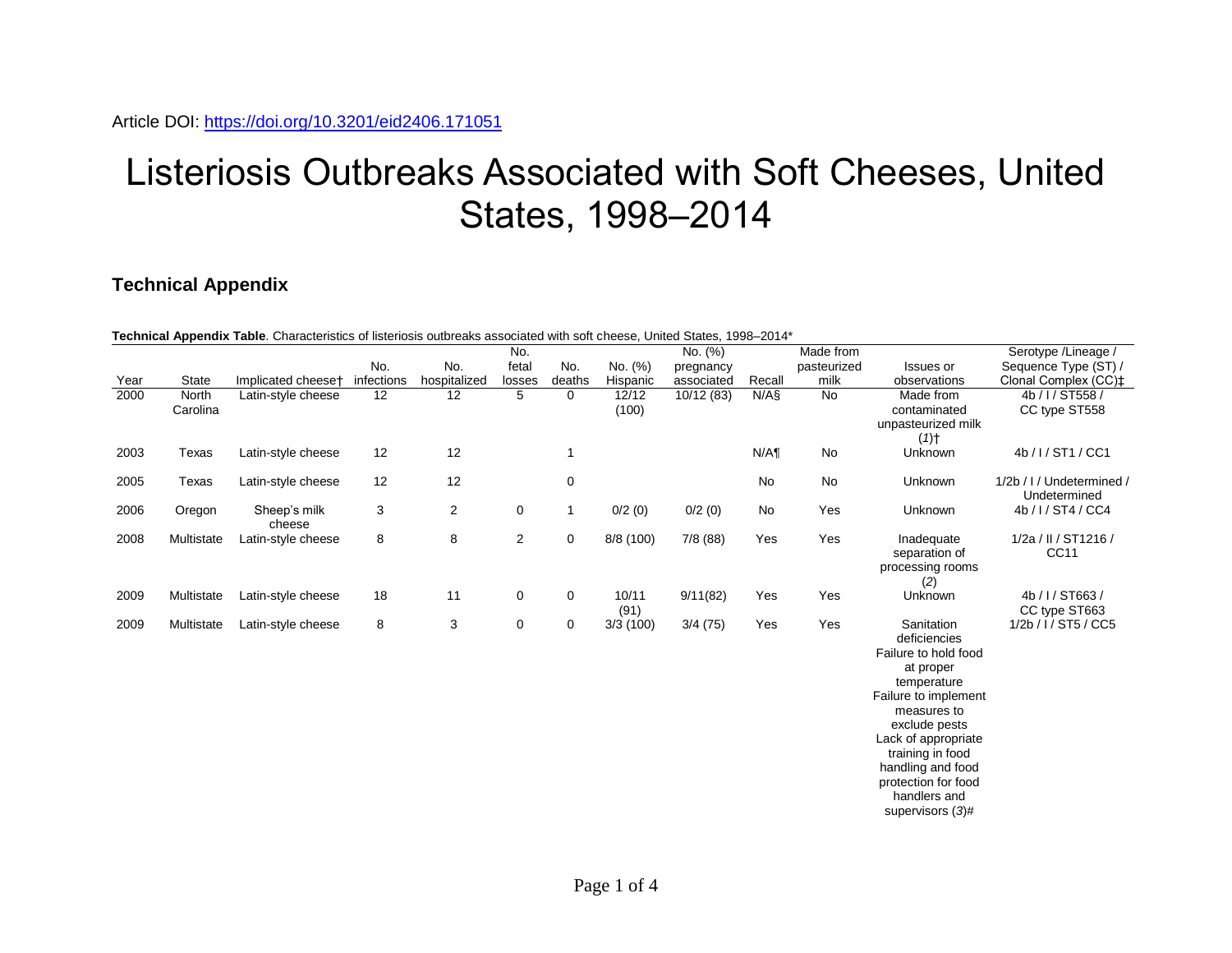Article DOI: https://doi.org/10.3201/eid2406.171051

# Listeriosis Outbreaks Associated with Soft Cheeses, United States, 1998–2014

## Technical Appendix

**Technical Appendix Table**. Characteristics of listeriosis outbreaks associated with soft cheese, United States, 1998–2014*

| Year | State | Implicated cheese† | No. infections | No. hospitalized | No. fetal losses | No. deaths | No. (%) Hispanic | No. (%) pregnancy associated | Recall | Made from pasteurized milk | Issues or observations | Serotype /Lineage / Sequence Type (ST) / Clonal Complex (CC)‡ |
|---|---|---|---|---|---|---|---|---|---|---|---|---|
| 2000 | North Carolina | Latin-style cheese | 12 | 12 | 5 | 0 | 12/12 (100) | 10/12 (83) | N/A§ | No | Made from contaminated unpasteurized milk (*1*)† | 4b / I / ST558 / CC type ST558 |
| 2003 | Texas | Latin-style cheese | 12 | 12 | | 1 | | | N/A¶ | No | Unknown | 4b / I / ST1 / CC1 |
| 2005 | Texas | Latin-style cheese | 12 | 12 | | 0 | | | No | No | Unknown | 1/2b / I / Undetermined / Undetermined |
| 2006 | Oregon | Sheep's milk cheese | 3 | 2 | 0 | 1 | 0/2 (0) | 0/2 (0) | No | Yes | Unknown | 4b / I / ST4 / CC4 |
| 2008 | Multistate | Latin-style cheese | 8 | 8 | 2 | 0 | 8/8 (100) | 7/8 (88) | Yes | Yes | Inadequate separation of processing rooms (*2*) | 1/2a / II / ST1216 / CC11 |
| 2009 | Multistate | Latin-style cheese | 18 | 11 | 0 | 0 | 10/11 (91) | 9/11(82) | Yes | Yes | Unknown | 4b / I / ST663 / CC type ST663 |
| 2009 | Multistate | Latin-style cheese | 8 | 3 | 0 | 0 | 3/3 (100) | 3/4 (75) | Yes | Yes | Sanitation deficiencies<br>Failure to hold food at proper temperature<br>Failure to implement measures to exclude pests<br>Lack of appropriate training in food handling and food protection for food handlers and supervisors (*3*)# | 1/2b / I / ST5 / CC5 |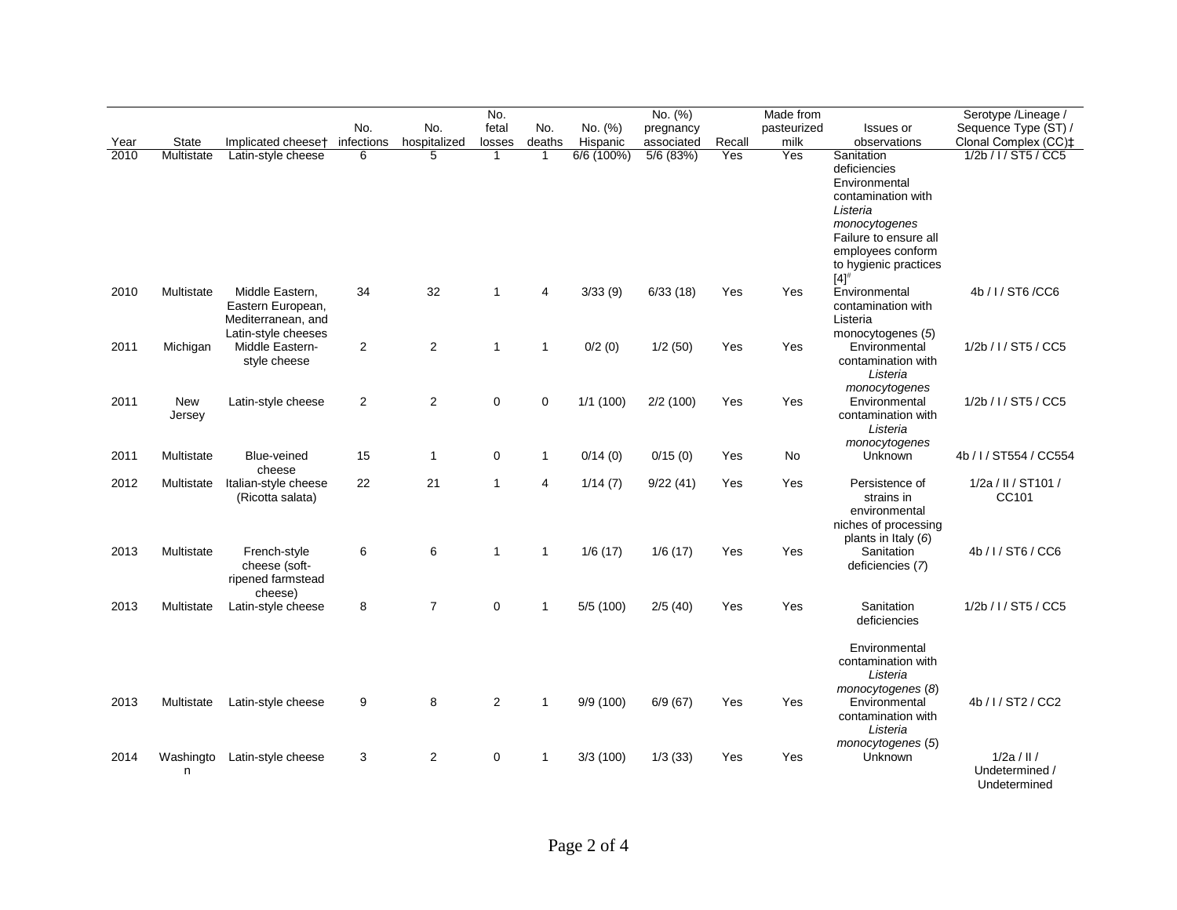| Year | State | Implicated cheese† | No. infections | No. hospitalized | No. fetal losses | No. deaths | No. (%) Hispanic | No. (%) pregnancy associated | Recall | Made from pasteurized milk | Issues or observations | Serotype /Lineage / Sequence Type (ST) / Clonal Complex (CC)‡ |
|---|---|---|---|---|---|---|---|---|---|---|---|---|
| 2010 | Multistate | Latin-style cheese | 6 | 5 | 1 | 1 | 6/6 (100%) | 5/6 (83%) | Yes | Yes | Sanitation deficiencies Environmental contamination with *Listeria monocytogenes* Failure to ensure all employees conform to hygienic practices [4][#] | 1/2b / I / ST5 / CC5 |
| 2010 | Multistate | Middle Eastern, Eastern European, Mediterranean, and Latin-style cheeses | 34 | 32 | 1 | 4 | 3/33 (9) | 6/33 (18) | Yes | Yes | Environmental contamination with Listeria monocytogenes (*5*) | 4b / I / ST6 /CC6 |
| 2011 | Michigan | Middle Eastern-style cheese | 2 | 2 | 1 | 1 | 0/2 (0) | 1/2 (50) | Yes | Yes | Environmental contamination with *Listeria monocytogenes* | 1/2b / I / ST5 / CC5 |
| 2011 | New Jersey | Latin-style cheese | 2 | 2 | 0 | 0 | 1/1 (100) | 2/2 (100) | Yes | Yes | Environmental contamination with *Listeria monocytogenes* | 1/2b / I / ST5 / CC5 |
| 2011 | Multistate | Blue-veined cheese | 15 | 1 | 0 | 1 | 0/14 (0) | 0/15 (0) | Yes | No | Unknown | 4b / I / ST554 / CC554 |
| 2012 | Multistate | Italian-style cheese (Ricotta salata) | 22 | 21 | 1 | 4 | 1/14 (7) | 9/22 (41) | Yes | Yes | Persistence of strains in environmental niches of processing plants in Italy (*6*) | 1/2a / II / ST101 / CC101 |
| 2013 | Multistate | French-style cheese (soft-ripened farmstead cheese) | 6 | 6 | 1 | 1 | 1/6 (17) | 1/6 (17) | Yes | Yes | Sanitation deficiencies (*7*) | 4b / I / ST6 / CC6 |
| 2013 | Multistate | Latin-style cheese | 8 | 7 | 0 | 1 | 5/5 (100) | 2/5 (40) | Yes | Yes | Sanitation deficiencies<br><br>Environmental contamination with *Listeria monocytogenes* (*8*) | 1/2b / I / ST5 / CC5 |
| 2013 | Multistate | Latin-style cheese | 9 | 8 | 2 | 1 | 9/9 (100) | 6/9 (67) | Yes | Yes | Environmental contamination with *Listeria monocytogenes* (*5*) | 4b / I / ST2 / CC2 |
| 2014 | Washington | Latin-style cheese | 3 | 2 | 0 | 1 | 3/3 (100) | 1/3 (33) | Yes | Yes | Unknown | 1/2a / II / Undetermined / Undetermined |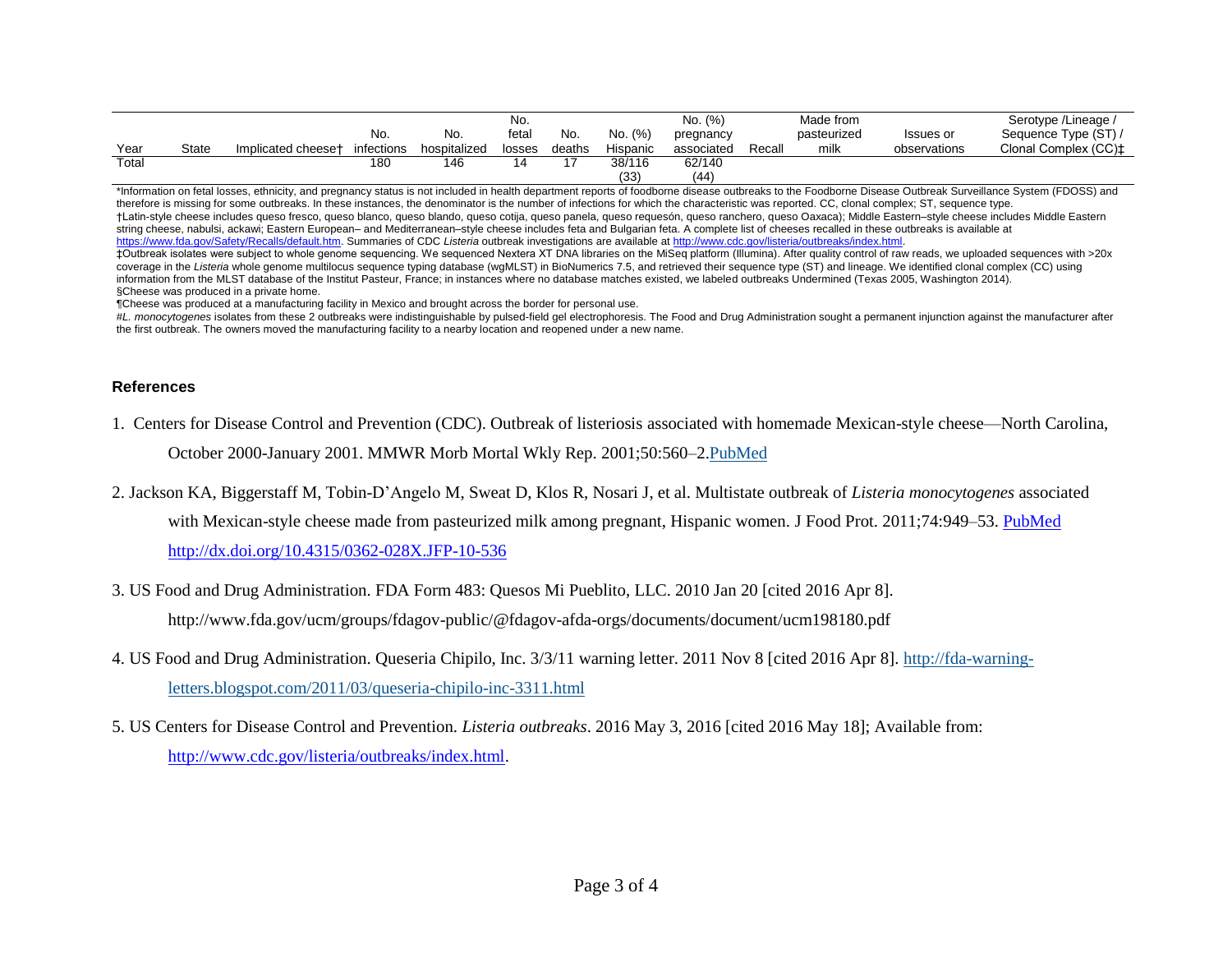| Year | State | Implicated cheese† | No. infections | No. hospitalized | No. fetal losses | No. deaths | No. (%) Hispanic | No. (%) pregnancy associated | Recall | Made from pasteurized milk | Issues or observations | Serotype /Lineage / Sequence Type (ST) / Clonal Complex (CC)‡ |
|---|---|---|---|---|---|---|---|---|---|---|---|---|
| Total | | | 180 | 146 | 14 | 17 | 38/116 (33) | 62/140 (44) | | | | |

*Information on fetal losses, ethnicity, and pregnancy status is not included in health department reports of foodborne disease outbreaks to the Foodborne Disease Outbreak Surveillance System (FDOSS) and therefore is missing for some outbreaks. In these instances, the denominator is the number of infections for which the characteristic was reported. CC, clonal complex; ST, sequence type.

†Latin-style cheese includes queso fresco, queso blanco, queso blando, queso cotija, queso panela, queso requesón, queso ranchero, queso Oaxaca); Middle Eastern–style cheese includes Middle Eastern string cheese, nabulsi, ackawi; Eastern European– and Mediterranean–style cheese includes feta and Bulgarian feta. A complete list of cheeses recalled in these outbreaks is available at https://www.fda.gov/Safety/Recalls/default.htm. Summaries of CDC *Listeria* outbreak investigations are available at http://www.cdc.gov/listeria/outbreaks/index.html.

‡Outbreak isolates were subject to whole genome sequencing. We sequenced Nextera XT DNA libraries on the MiSeq platform (Illumina). After quality control of raw reads, we uploaded sequences with >20x coverage in the *Listeria* whole genome multilocus sequence typing database (wgMLST) in BioNumerics 7.5, and retrieved their sequence type (ST) and lineage. We identified clonal complex (CC) using information from the MLST database of the Institut Pasteur, France; in instances where no database matches existed, we labeled outbreaks Undermined (Texas 2005, Washington 2014).

§Cheese was produced in a private home.

¶Cheese was produced at a manufacturing facility in Mexico and brought across the border for personal use.

#*L. monocytogenes* isolates from these 2 outbreaks were indistinguishable by pulsed-field gel electrophoresis. The Food and Drug Administration sought a permanent injunction against the manufacturer after the first outbreak. The owners moved the manufacturing facility to a nearby location and reopened under a new name.

## References

1. Centers for Disease Control and Prevention (CDC). Outbreak of listeriosis associated with homemade Mexican-style cheese—North Carolina, October 2000-January 2001. MMWR Morb Mortal Wkly Rep. 2001;50:560–2.PubMed

2. Jackson KA, Biggerstaff M, Tobin-D'Angelo M, Sweat D, Klos R, Nosari J, et al. Multistate outbreak of *Listeria monocytogenes* associated with Mexican-style cheese made from pasteurized milk among pregnant, Hispanic women. J Food Prot. 2011;74:949–53. PubMed http://dx.doi.org/10.4315/0362-028X.JFP-10-536

3. US Food and Drug Administration. FDA Form 483: Quesos Mi Pueblito, LLC. 2010 Jan 20 [cited 2016 Apr 8]. http://www.fda.gov/ucm/groups/fdagov-public/@fdagov-afda-orgs/documents/document/ucm198180.pdf

4. US Food and Drug Administration. Queseria Chipilo, Inc. 3/3/11 warning letter. 2011 Nov 8 [cited 2016 Apr 8]. http://fda-warning-letters.blogspot.com/2011/03/queseria-chipilo-inc-3311.html

5. US Centers for Disease Control and Prevention. *Listeria outbreaks*. 2016 May 3, 2016 [cited 2016 May 18]; Available from: http://www.cdc.gov/listeria/outbreaks/index.html.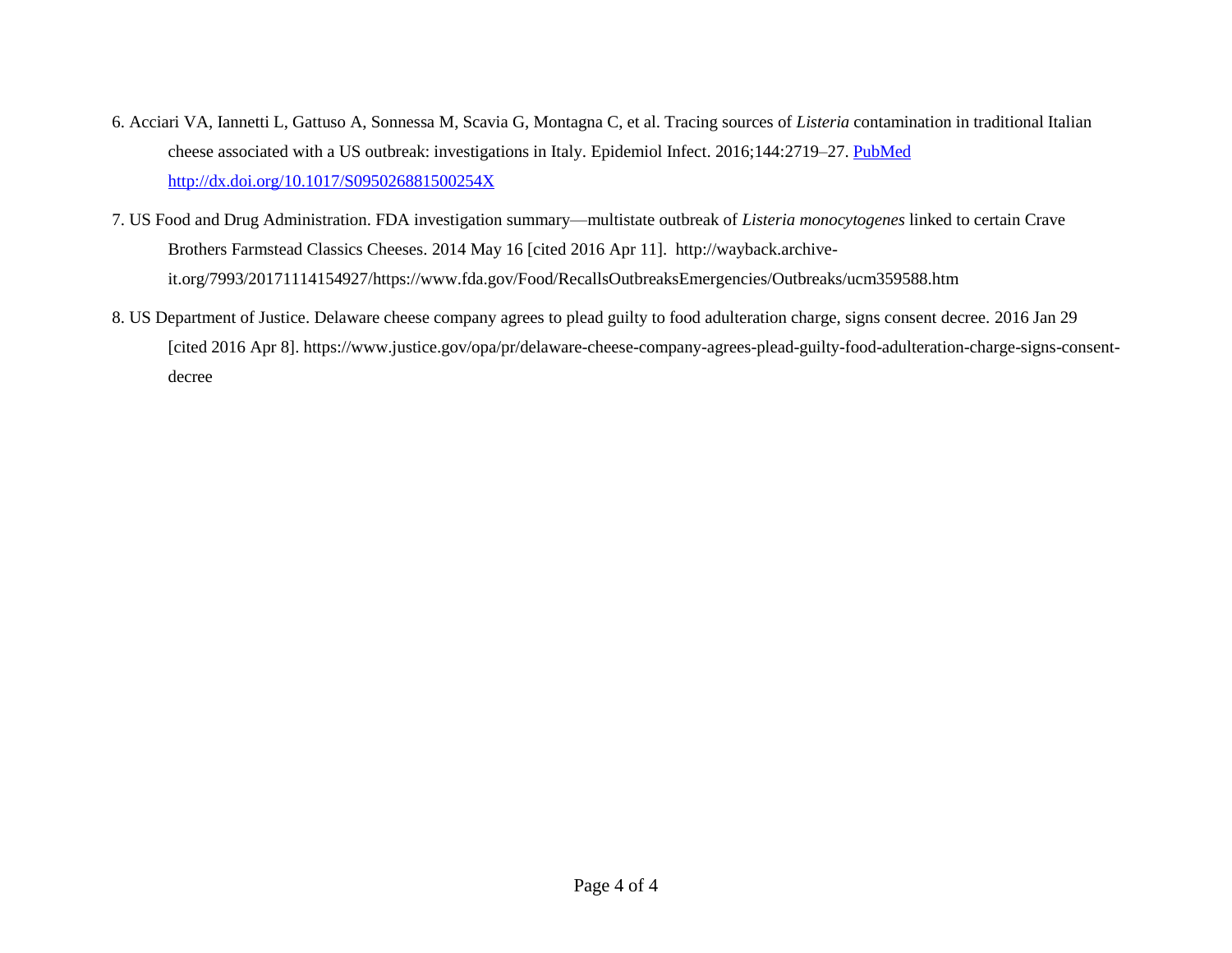6. Acciari VA, Iannetti L, Gattuso A, Sonnessa M, Scavia G, Montagna C, et al. Tracing sources of *Listeria* contamination in traditional Italian cheese associated with a US outbreak: investigations in Italy. Epidemiol Infect. 2016;144:2719–27. [PubMed](#) [http://dx.doi.org/10.1017/S095026881500254X](http://dx.doi.org/10.1017/S095026881500254X)

7. US Food and Drug Administration. FDA investigation summary—multistate outbreak of *Listeria monocytogenes* linked to certain Crave Brothers Farmstead Classics Cheeses. 2014 May 16 [cited 2016 Apr 11]. http://wayback.archive-it.org/7993/20171114154927/https://www.fda.gov/Food/RecallsOutbreaksEmergencies/Outbreaks/ucm359588.htm

8. US Department of Justice. Delaware cheese company agrees to plead guilty to food adulteration charge, signs consent decree. 2016 Jan 29 [cited 2016 Apr 8]. https://www.justice.gov/opa/pr/delaware-cheese-company-agrees-plead-guilty-food-adulteration-charge-signs-consent-decree